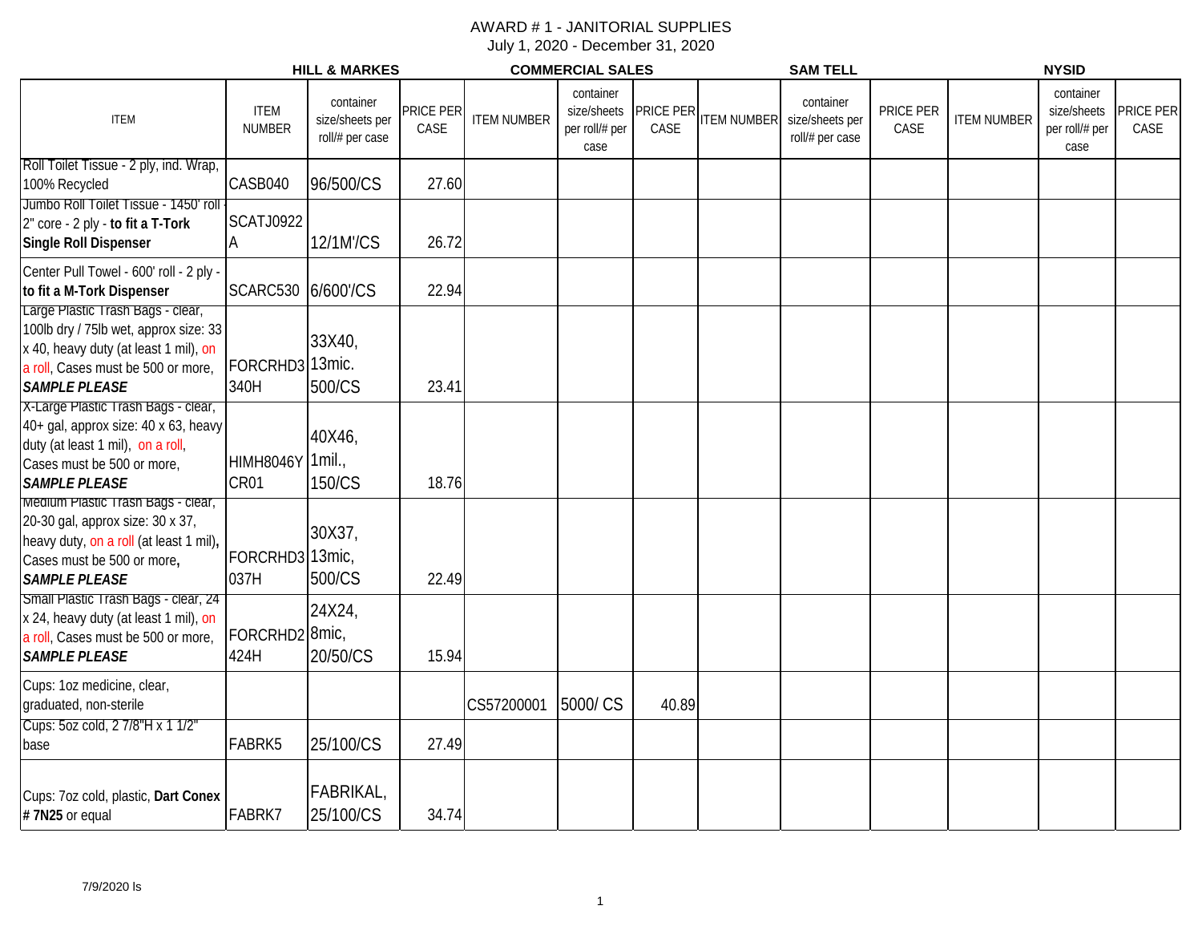# AWARD # 1 - JANITORIAL SUPPLIES

July 1, 2020 - December 31, 2020

| ITEM | HILL & MARKES | | | COMMERCIAL SALES | | | SAM TELL | | | NYSID | | |
|---|---|---|---|---|---|---|---|---|---|---|---|---|
| | ITEM NUMBER | container size/sheets per roll/# per case | PRICE PER CASE | ITEM NUMBER | container size/sheets per roll/# per case | PRICE PER CASE | ITEM NUMBER | container size/sheets per roll/# per case | PRICE PER CASE | ITEM NUMBER | container size/sheets per roll/# per case | PRICE PER CASE |
| Roll Toilet Tissue - 2 ply, ind. Wrap, 100% Recycled | CASB040 | 96/500/CS | 27.60 | | | | | | | | | |
| Jumbo Roll Toilet Tissue - 1450' roll - 2" core - 2 ply - **to fit a T-Tork Single Roll Dispenser** | SCATJ0922A | 12/1M'/CS | 26.72 | | | | | | | | | |
| Center Pull Towel - 600' roll - 2 ply - **to fit a M-Tork Dispenser** | SCARC530 | 6/600'/CS | 22.94 | | | | | | | | | |
| Large Plastic Trash Bags - clear, 100lb dry / 75lb wet, approx size: 33 x 40, heavy duty (at least 1 mil), on a roll, Cases must be 500 or more, ***SAMPLE PLEASE*** | FORCRHD3340H | 33X40, 13mic. 500/CS | 23.41 | | | | | | | | | |
| X-Large Plastic Trash Bags - clear, 40+ gal, approx size: 40 x 63, heavy duty (at least 1 mil), on a roll, Cases must be 500 or more, ***SAMPLE PLEASE*** | HIMH8046YCR01 | 40X46, 1mil., 150/CS | 18.76 | | | | | | | | | |
| Medium Plastic Trash Bags - clear, 20-30 gal, approx size: 30 x 37, heavy duty, on a roll (at least 1 mil), Cases must be 500 or more, ***SAMPLE PLEASE*** | FORCRHD3037H | 30X37, 13mic, 500/CS | 22.49 | | | | | | | | | |
| Small Plastic Trash Bags - clear, 24 x 24, heavy duty (at least 1 mil), on a roll, Cases must be 500 or more, ***SAMPLE PLEASE*** | FORCRHD2424H | 24X24, 8mic, 20/50/CS | 15.94 | | | | | | | | | |
| Cups: 1oz medicine, clear, graduated, non-sterile | | | | CS57200001 | 5000/ CS | 40.89 | | | | | | |
| Cups: 5oz cold, 2 7/8"H x 1 1/2" base | FABRK5 | 25/100/CS | 27.49 | | | | | | | | | |
| Cups: 7oz cold, plastic, **Dart Conex # 7N25** or equal | FABRK7 | FABRIKAL, 25/100/CS | 34.74 | | | | | | | | | |

7/9/2020 ls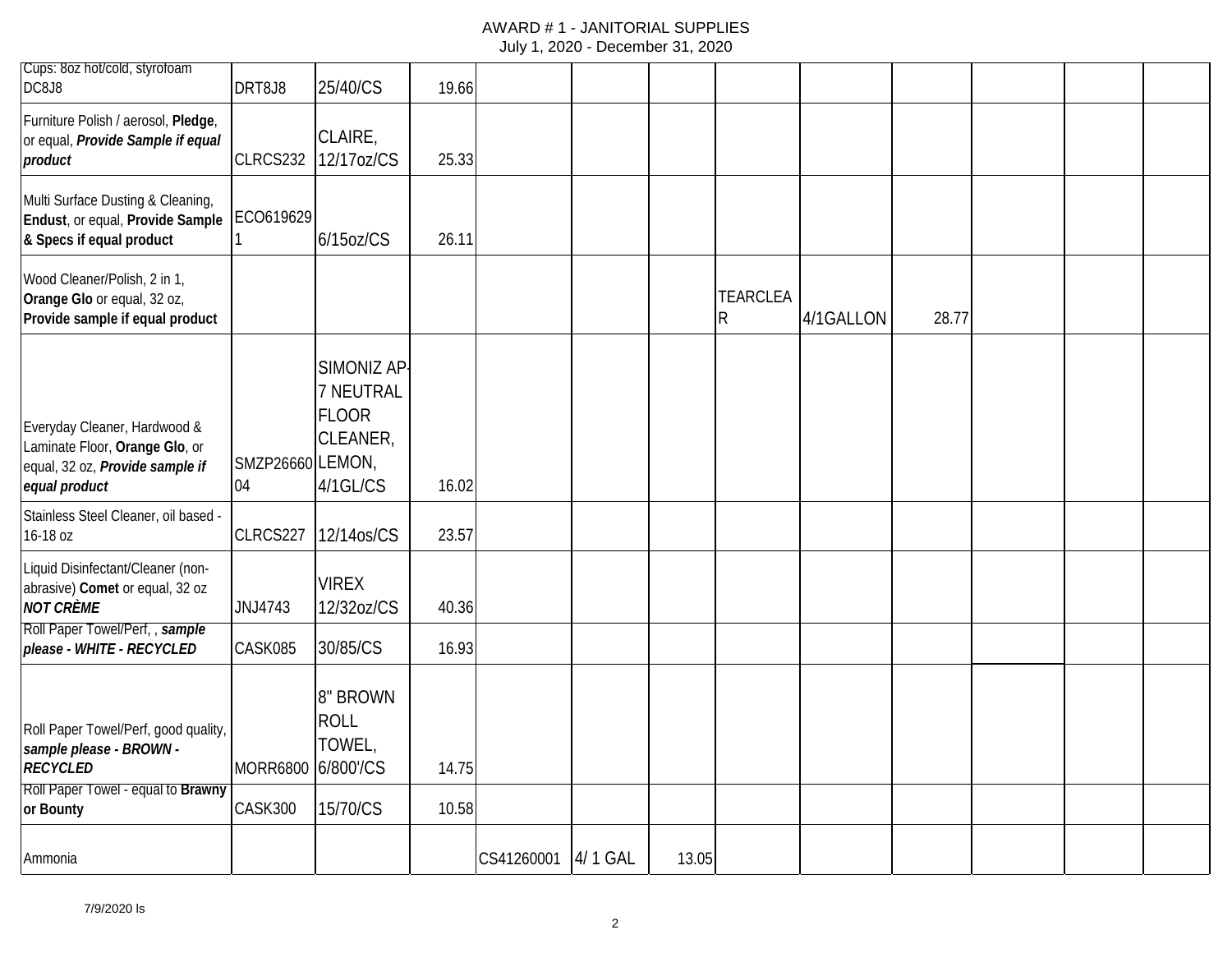AWARD # 1 - JANITORIAL SUPPLIES
July 1, 2020 - December 31, 2020

| | | | | | | | | | | | | |
|---|---|---|---|---|---|---|---|---|---|---|---|---|
| Cups: 8oz hot/cold, styrofoam DC8J8 | DRT8J8 | 25/40/CS | 19.66 | | | | | | | | | |
| Furniture Polish / aerosol, **Pledge**, or equal, ***Provide Sample if equal product*** | CLRCS232 | CLAIRE, 12/17oz/CS | 25.33 | | | | | | | | | |
| Multi Surface Dusting & Cleaning, **Endust**, or equal, **Provide Sample & Specs if equal product** | ECO6196291 | 6/15oz/CS | 26.11 | | | | | | | | | |
| Wood Cleaner/Polish, 2 in 1, **Orange Glo** or equal, 32 oz, **Provide sample if equal product** | | | | | | | TEARCLEAR | 4/1GALLON | 28.77 | | | |
| Everyday Cleaner, Hardwood & Laminate Floor, **Orange Glo**, or equal, 32 oz, ***Provide sample if equal product*** | SMZP2666004 | SIMONIZ AP-7 NEUTRAL FLOOR CLEANER, LEMON, 4/1GL/CS | 16.02 | | | | | | | | | |
| Stainless Steel Cleaner, oil based - 16-18 oz | CLRCS227 | 12/14os/CS | 23.57 | | | | | | | | | |
| Liquid Disinfectant/Cleaner (non-abrasive) **Comet** or equal, 32 oz ***NOT CRÈME*** | JNJ4743 | VIREX 12/32oz/CS | 40.36 | | | | | | | | | |
| Roll Paper Towel/Perf, , ***sample please - WHITE - RECYCLED*** | CASK085 | 30/85/CS | 16.93 | | | | | | | | | |
| Roll Paper Towel/Perf, good quality, ***sample please - BROWN - RECYCLED*** | MORR6800 | 8" BROWN ROLL TOWEL, 6/800'/CS | 14.75 | | | | | | | | | |
| Roll Paper Towel - equal to **Brawny or Bounty** | CASK300 | 15/70/CS | 10.58 | | | | | | | | | |
| Ammonia | | | | CS41260001 | 4/ 1 GAL | 13.05 | | | | | | |

7/9/2020 ls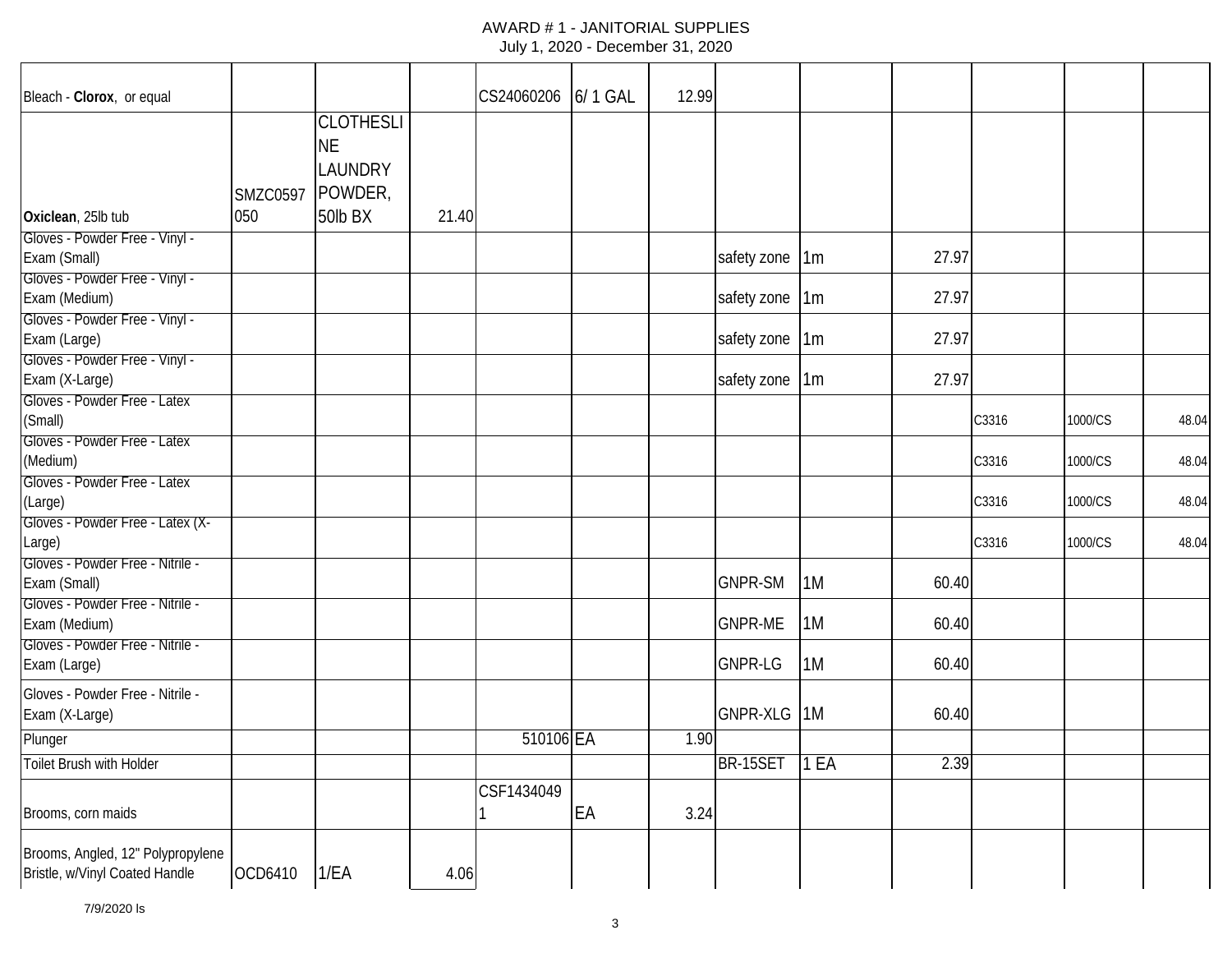# AWARD # 1 - JANITORIAL SUPPLIES
July 1, 2020 - December 31, 2020

| | | | | | | | | | | | | |
|---|---|---|---|---|---|---|---|---|---|---|---|---|
| Bleach - **Clorox**, or equal | | | | CS24060206 | 6/ 1 GAL | 12.99 | | | | | | |
| **Oxiclean**, 25lb tub | SMZC0597050 | CLOTHESLINE LAUNDRY POWDER, 50lb BX | 21.40 | | | | | | | | | |
| Gloves - Powder Free - Vinyl - Exam (Small) | | | | | | | safety zone | 1m | 27.97 | | | |
| Gloves - Powder Free - Vinyl - Exam (Medium) | | | | | | | safety zone | 1m | 27.97 | | | |
| Gloves - Powder Free - Vinyl - Exam (Large) | | | | | | | safety zone | 1m | 27.97 | | | |
| Gloves - Powder Free - Vinyl - Exam (X-Large) | | | | | | | safety zone | 1m | 27.97 | | | |
| Gloves - Powder Free - Latex (Small) | | | | | | | | | | C3316 | 1000/CS | 48.04 |
| Gloves - Powder Free - Latex (Medium) | | | | | | | | | | C3316 | 1000/CS | 48.04 |
| Gloves - Powder Free - Latex (Large) | | | | | | | | | | C3316 | 1000/CS | 48.04 |
| Gloves - Powder Free - Latex (X-Large) | | | | | | | | | | C3316 | 1000/CS | 48.04 |
| Gloves - Powder Free - Nitrile - Exam (Small) | | | | | | | GNPR-SM | 1M | 60.40 | | | |
| Gloves - Powder Free - Nitrile - Exam (Medium) | | | | | | | GNPR-ME | 1M | 60.40 | | | |
| Gloves - Powder Free - Nitrile - Exam (Large) | | | | | | | GNPR-LG | 1M | 60.40 | | | |
| Gloves - Powder Free - Nitrile - Exam (X-Large) | | | | | | | GNPR-XLG | 1M | 60.40 | | | |
| Plunger | | | | 510106 | EA | 1.90 | | | | | | |
| Toilet Brush with Holder | | | | | | | BR-15SET | 1 EA | 2.39 | | | |
| Brooms, corn maids | | | | CSF14340491 | EA | 3.24 | | | | | | |
| Brooms, Angled, 12" Polypropylene Bristle, w/Vinyl Coated Handle | OCD6410 | 1/EA | 4.06 | | | | | | | | | |

7/9/2020 ls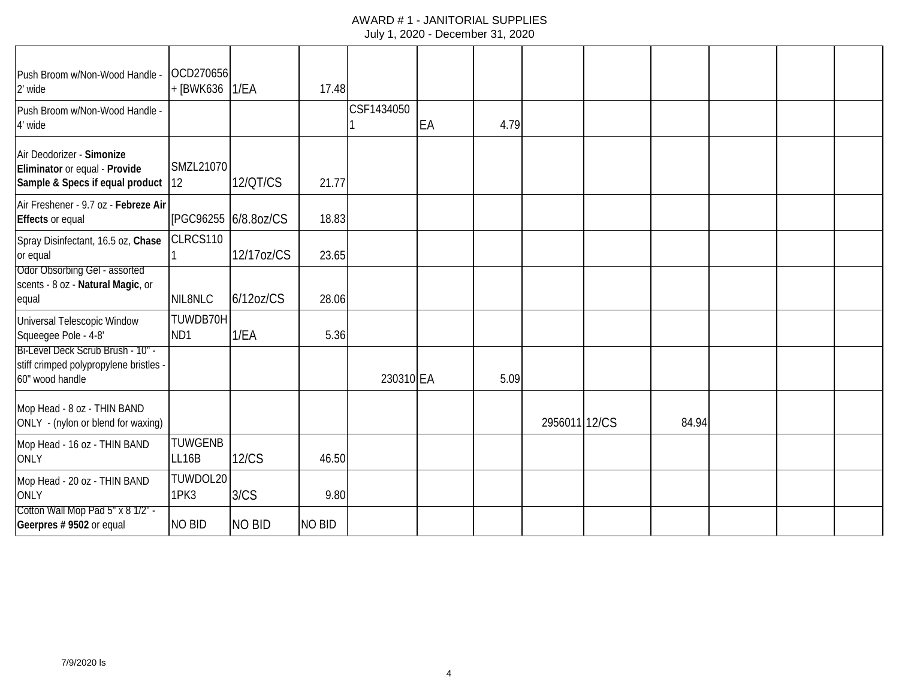| | | | | | | | | | | | | |
|---|---|---|---|---|---|---|---|---|---|---|---|---|
| Push Broom w/Non-Wood Handle - 2' wide | OCD270656 + [BWK636 | 1/EA | 17.48 | | | | | | | | | |
| Push Broom w/Non-Wood Handle - 4' wide | | | | CSF14340501 | EA | 4.79 | | | | | | |
| Air Deodorizer - **Simonize Eliminator** or equal - **Provide Sample & Specs if equal product** | SMZL2107012 | 12/QT/CS | 21.77 | | | | | | | | | |
| Air Freshener - 9.7 oz - **Febreze Air Effects** or equal | [PGC96255 | 6/8.8oz/CS | 18.83 | | | | | | | | | |
| Spray Disinfectant, 16.5 oz, **Chase** or equal | CLRCS1101 | 12/17oz/CS | 23.65 | | | | | | | | | |
| Odor Obsorbing Gel - assorted scents - 8 oz - **Natural Magic**, or equal | NIL8NLC | 6/12oz/CS | 28.06 | | | | | | | | | |
| Universal Telescopic Window Squeegee Pole - 4-8' | TUWDB70HND1 | 1/EA | 5.36 | | | | | | | | | |
| Bi-Level Deck Scrub Brush - 10" - stiff crimped polypropylene bristles - 60" wood handle | | | | 230310 | EA | 5.09 | | | | | | |
| Mop Head - 8 oz - THIN BAND ONLY - (nylon or blend for waxing) | | | | | | | 2956011 | 12/CS | 84.94 | | | |
| Mop Head - 16 oz - THIN BAND ONLY | TUWGENBLL16B | 12/CS | 46.50 | | | | | | | | | |
| Mop Head - 20 oz - THIN BAND ONLY | TUWDOL201PK3 | 3/CS | 9.80 | | | | | | | | | |
| Cotton Wall Mop Pad 5" x 8 1/2" - **Geerpres # 9502** or equal | NO BID | NO BID | NO BID | | | | | | | | | |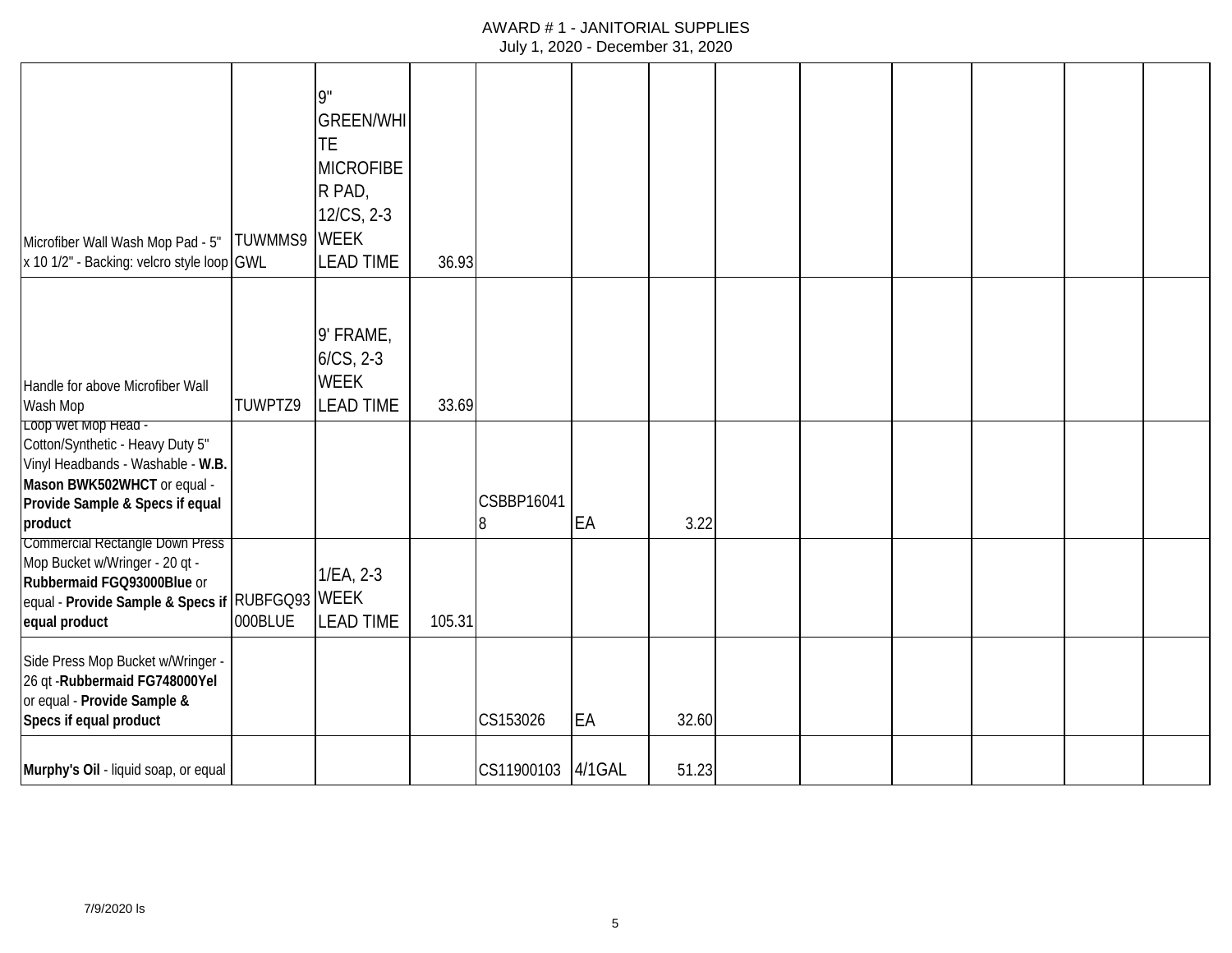AWARD # 1 - JANITORIAL SUPPLIES
July 1, 2020 - December 31, 2020

| | | | | | | | | | | | | |
|---|---|---|---|---|---|---|---|---|---|---|---|---|
| Microfiber Wall Wash Mop Pad - 5" x 10 1/2" - Backing: velcro style loop | TUWMMS9 GWL | 9" GREEN/WHITE MICROFIBER PAD, 12/CS, 2-3 WEEK LEAD TIME | 36.93 | | | | | | | | | |
| Handle for above Microfiber Wall Wash Mop | TUWPTZ9 | 9' FRAME, 6/CS, 2-3 WEEK LEAD TIME | 33.69 | | | | | | | | | |
| Loop Wet Mop Head - Cotton/Synthetic - Heavy Duty 5" Vinyl Headbands - Washable - **W.B. Mason BWK502WHCT** or equal - **Provide Sample & Specs if equal product** | | | | CSBBP160418 | EA | 3.22 | | | | | | |
| Commercial Rectangle Down Press Mop Bucket w/Wringer - 20 qt - **Rubbermaid FGQ93000Blue** or equal - **Provide Sample & Specs if equal product** | RUBFGQ93000BLUE | 1/EA, 2-3 WEEK LEAD TIME | 105.31 | | | | | | | | | |
| Side Press Mop Bucket w/Wringer - 26 qt -**Rubbermaid FG748000Yel** or equal - **Provide Sample & Specs if equal product** | | | | CS153026 | EA | 32.60 | | | | | | |
| **Murphy's Oil** - liquid soap, or equal | | | | CS11900103 | 4/1GAL | 51.23 | | | | | | |

7/9/2020 ls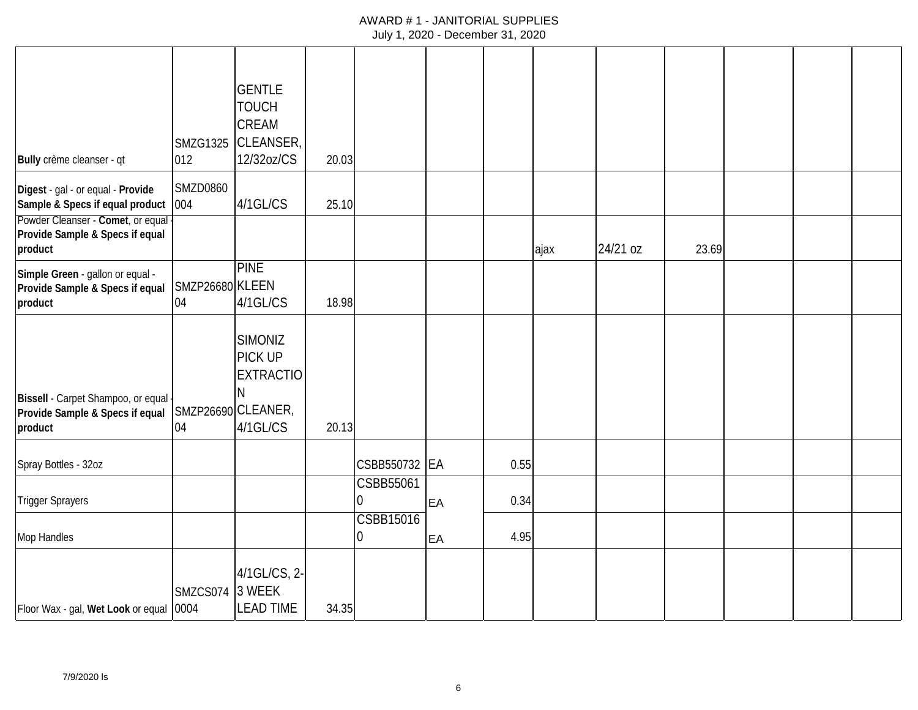AWARD # 1 - JANITORIAL SUPPLIES
July 1, 2020 - December 31, 2020

| | | | | | | | | | | | | |
|---|---|---|---|---|---|---|---|---|---|---|---|---|
| **Bully** crème cleanser - qt | SMZG1325012 | GENTLE TOUCH CREAM CLEANSER, 12/32oz/CS | 20.03 | | | | | | | | | |
| **Digest** - gal - or equal - **Provide Sample & Specs if equal product** | SMZD0860004 | 4/1GL/CS | 25.10 | | | | | | | | | |
| Powder Cleanser - **Comet**, or equal - **Provide Sample & Specs if equal product** | | | | | | | ajax | 24/21 oz | 23.69 | | | |
| **Simple Green** - gallon or equal - **Provide Sample & Specs if equal product** | SMZP2668004 | PINE KLEEN 4/1GL/CS | 18.98 | | | | | | | | | |
| **Bissell** - Carpet Shampoo, or equal - **Provide Sample & Specs if equal product** | SMZP2669004 | SIMONIZ PICK UP EXTRACTION CLEANER, 4/1GL/CS | 20.13 | | | | | | | | | |
| Spray Bottles - 32oz | | | | CSBB550732 | EA | 0.55 | | | | | | |
| Trigger Sprayers | | | | CSBB550610 | EA | 0.34 | | | | | | |
| Mop Handles | | | | CSBB150160 | EA | 4.95 | | | | | | |
| Floor Wax - gal, **Wet Look** or equal | SMZCS0740004 | 4/1GL/CS, 2-3 WEEK LEAD TIME | 34.35 | | | | | | | | | |

7/9/2020 ls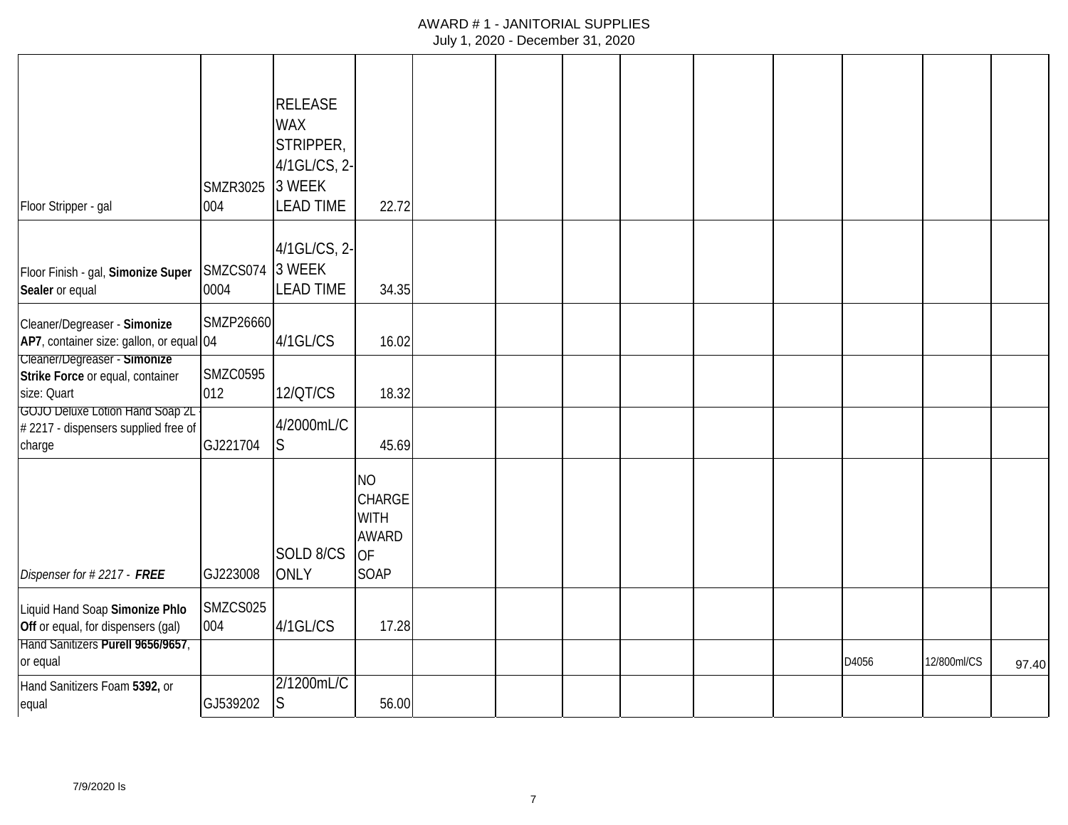# AWARD # 1 - JANITORIAL SUPPLIES
July 1, 2020 - December 31, 2020

| | | | | | | | | | | | | |
|---|---|---|---|---|---|---|---|---|---|---|---|---|
| Floor Stripper - gal | SMZR3025004 | RELEASE WAX STRIPPER, 4/1GL/CS, 2-3 WEEK LEAD TIME | 22.72 | | | | | | | | | |
| Floor Finish - gal, **Simonize Super Sealer** or equal | SMZCS0740004 | 4/1GL/CS, 2-3 WEEK LEAD TIME | 34.35 | | | | | | | | | |
| Cleaner/Degreaser - **Simonize AP7**, container size: gallon, or equal | SMZP2666004 | 4/1GL/CS | 16.02 | | | | | | | | | |
| Cleaner/Degreaser - **Simonize Strike Force** or equal, container size: Quart | SMZC0595012 | 12/QT/CS | 18.32 | | | | | | | | | |
| GOJO Deluxe Lotion Hand Soap 2L - # 2217 - dispensers supplied free of charge | GJ221704 | 4/2000mL/CS | 45.69 | | | | | | | | | |
| *Dispenser for # 2217 - **FREE*** | GJ223008 | SOLD 8/CS ONLY | NO CHARGE WITH AWARD OF SOAP | | | | | | | | | |
| Liquid Hand Soap **Simonize Phlo Off** or equal, for dispensers (gal) | SMZCS025004 | 4/1GL/CS | 17.28 | | | | | | | | | |
| Hand Sanitizers **Purell 9656/9657**, or equal | | | | | | | | | | D4056 | 12/800ml/CS | 97.40 |
| Hand Sanitizers Foam **5392,** or equal | GJ539202 | 2/1200mL/CS | 56.00 | | | | | | | | | |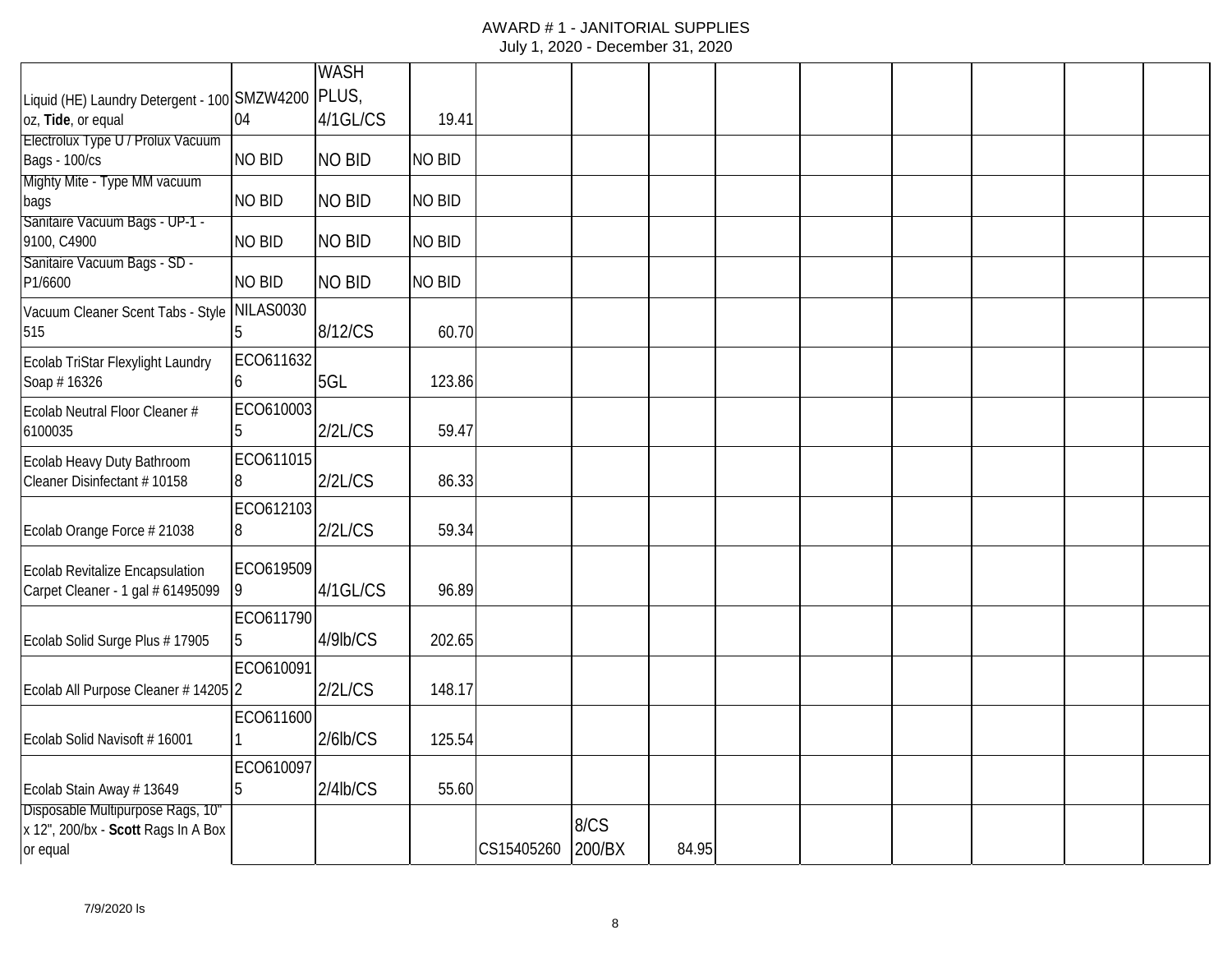AWARD # 1 - JANITORIAL SUPPLIES
July 1, 2020 - December 31, 2020

| | | | | | | | | | | | | |
|---|---|---|---|---|---|---|---|---|---|---|---|---|
| Liquid (HE) Laundry Detergent - 100 oz, **Tide**, or equal | SMZW420004 | WASH PLUS, 4/1GL/CS | 19.41 | | | | | | | | | |
| Electrolux Type U / Prolux Vacuum Bags - 100/cs | NO BID | NO BID | NO BID | | | | | | | | | |
| Mighty Mite - Type MM vacuum bags | NO BID | NO BID | NO BID | | | | | | | | | |
| Sanitaire Vacuum Bags - UP-1 - 9100, C4900 | NO BID | NO BID | NO BID | | | | | | | | | |
| Sanitaire Vacuum Bags - SD - P1/6600 | NO BID | NO BID | NO BID | | | | | | | | | |
| Vacuum Cleaner Scent Tabs - Style 515 | NILAS00305 | 8/12/CS | 60.70 | | | | | | | | | |
| Ecolab TriStar Flexylight Laundry Soap # 16326 | ECO6116326 | 5GL | 123.86 | | | | | | | | | |
| Ecolab Neutral Floor Cleaner # 6100035 | ECO6100035 | 2/2L/CS | 59.47 | | | | | | | | | |
| Ecolab Heavy Duty Bathroom Cleaner Disinfectant # 10158 | ECO6110158 | 2/2L/CS | 86.33 | | | | | | | | | |
| Ecolab Orange Force # 21038 | ECO6121038 | 2/2L/CS | 59.34 | | | | | | | | | |
| Ecolab Revitalize Encapsulation Carpet Cleaner - 1 gal # 61495099 | ECO6195099 | 4/1GL/CS | 96.89 | | | | | | | | | |
| Ecolab Solid Surge Plus # 17905 | ECO6117905 | 4/9lb/CS | 202.65 | | | | | | | | | |
| Ecolab All Purpose Cleaner # 14205 | ECO6100912 | 2/2L/CS | 148.17 | | | | | | | | | |
| Ecolab Solid Navisoft # 16001 | ECO6116001 | 2/6lb/CS | 125.54 | | | | | | | | | |
| Ecolab Stain Away # 13649 | ECO6100975 | 2/4lb/CS | 55.60 | | | | | | | | | |
| Disposable Multipurpose Rags, 10" x 12", 200/bx - **Scott** Rags In A Box or equal | | | | CS15405260 | 8/CS 200/BX | 84.95 | | | | | | |

7/9/2020 ls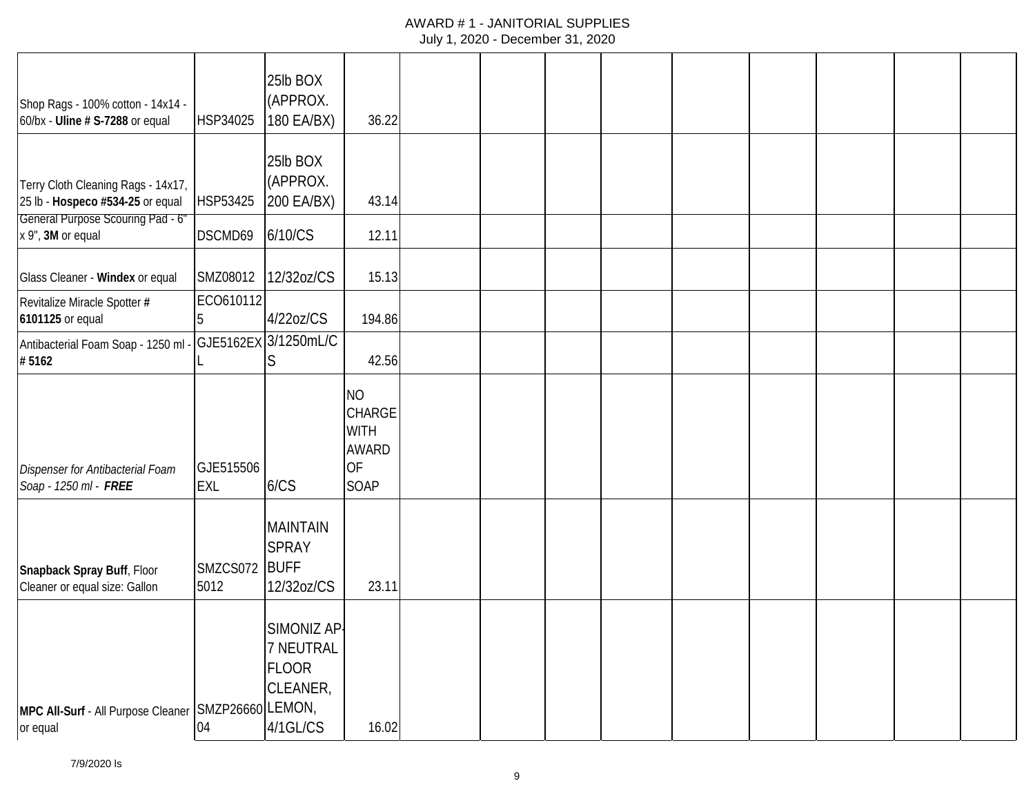# AWARD # 1 - JANITORIAL SUPPLIES

July 1, 2020 - December 31, 2020

| | | | | | | | | | | | | |
|---|---|---|---|---|---|---|---|---|---|---|---|---|
| Shop Rags - 100% cotton - 14x14 - 60/bx - **Uline # S-7288** or equal | HSP34025 | 25lb BOX (APPROX. 180 EA/BX) | 36.22 | | | | | | | | | |
| Terry Cloth Cleaning Rags - 14x17, 25 lb - **Hospeco #534-25** or equal | HSP53425 | 25lb BOX (APPROX. 200 EA/BX) | 43.14 | | | | | | | | | |
| General Purpose Scouring Pad - 6" x 9", **3M** or equal | DSCMD69 | 6/10/CS | 12.11 | | | | | | | | | |
| Glass Cleaner - **Windex** or equal | SMZ08012 | 12/32oz/CS | 15.13 | | | | | | | | | |
| Revitalize Miracle Spotter **# 6101125** or equal | ECO6101125 | 4/22oz/CS | 194.86 | | | | | | | | | |
| Antibacterial Foam Soap - 1250 ml - **# 5162** | GJE5162EXL | 3/1250mL/CS | 42.56 | | | | | | | | | |
| *Dispenser for Antibacterial Foam Soap - 1250 ml -* ***FREE*** | GJE515506EXL | 6/CS | NO CHARGE WITH AWARD OF SOAP | | | | | | | | | |
| **Snapback Spray Buff**, Floor Cleaner or equal size: Gallon | SMZCS0725012 | MAINTAIN SPRAY BUFF 12/32oz/CS | 23.11 | | | | | | | | | |
| **MPC All-Surf** - All Purpose Cleaner or equal | SMZP2666004 | SIMONIZ AP-7 NEUTRAL FLOOR CLEANER, LEMON, 4/1GL/CS | 16.02 | | | | | | | | | |

7/9/2020 ls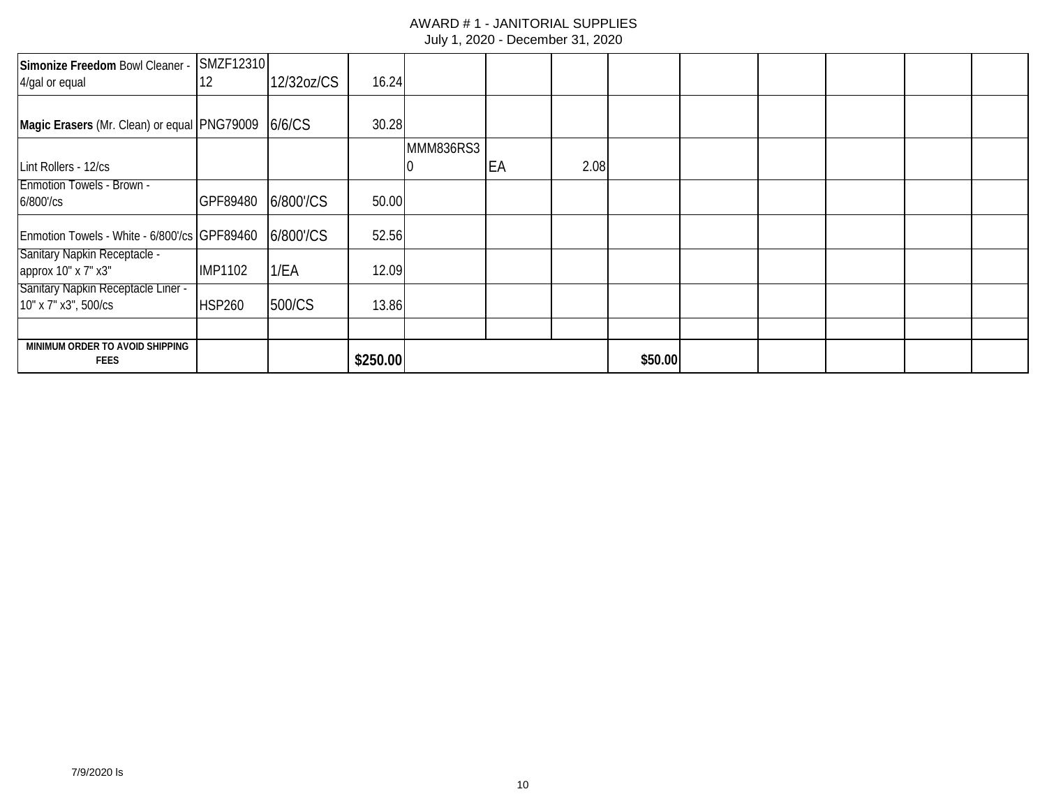AWARD # 1 - JANITORIAL SUPPLIES
July 1, 2020 - December 31, 2020

| | | | | | | | | | | | | |
|---|---|---|---|---|---|---|---|---|---|---|---|---|
| **Simonize Freedom** Bowl Cleaner - 4/gal or equal | SMZF1231012 | 12/32oz/CS | 16.24 | | | | | | | | | |
| **Magic Erasers** (Mr. Clean) or equal | PNG79009 | 6/6/CS | 30.28 | | | | | | | | | |
| Lint Rollers - 12/cs | | | | MMM836RS30 | EA | 2.08 | | | | | | |
| Enmotion Towels - Brown - 6/800'/cs | GPF89480 | 6/800'/CS | 50.00 | | | | | | | | | |
| Enmotion Towels - White - 6/800'/cs | GPF89460 | 6/800'/CS | 52.56 | | | | | | | | | |
| Sanitary Napkin Receptacle - approx 10" x 7" x3" | IMP1102 | 1/EA | 12.09 | | | | | | | | | |
| Sanitary Napkin Receptacle Liner - 10" x 7" x3", 500/cs | HSP260 | 500/CS | 13.86 | | | | | | | | | |
| | | | | | | | | | | | | |
| **MINIMUM ORDER TO AVOID SHIPPING FEES** | | | **$250.00** | | | | **$50.00** | | | | | |

7/9/2020 ls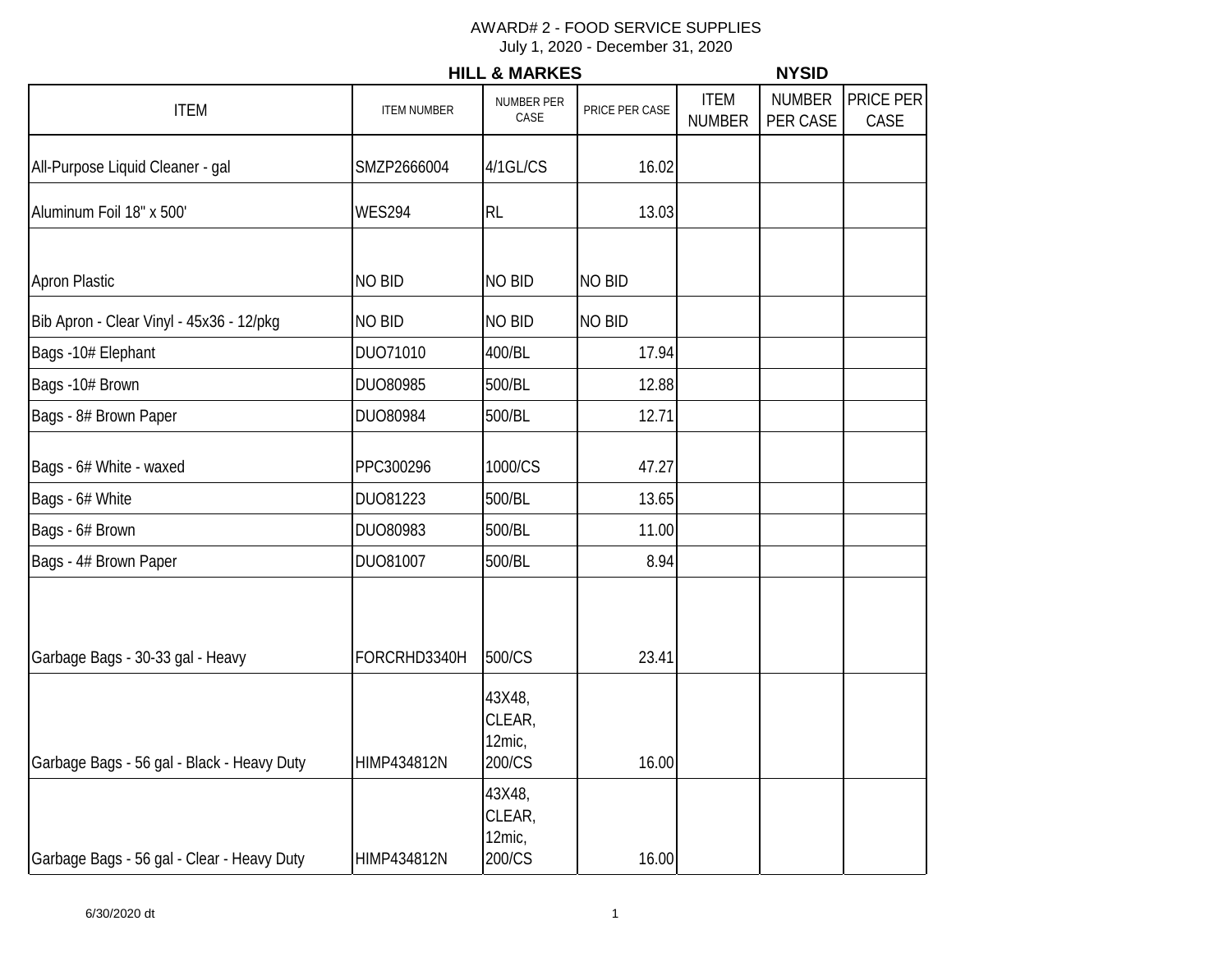AWARD# 2 - FOOD SERVICE SUPPLIES
July 1, 2020 - December 31, 2020

| | HILL & MARKES | | | NYSID | | |
|---|---|---|---|---|---|---|
| ITEM | ITEM NUMBER | NUMBER PER CASE | PRICE PER CASE | ITEM NUMBER | NUMBER PER CASE | PRICE PER CASE |
| All-Purpose Liquid Cleaner - gal | SMZP2666004 | 4/1GL/CS | 16.02 | | | |
| Aluminum Foil 18" x 500' | WES294 | RL | 13.03 | | | |
| Apron Plastic | NO BID | NO BID | NO BID | | | |
| Bib Apron - Clear Vinyl - 45x36 - 12/pkg | NO BID | NO BID | NO BID | | | |
| Bags -10# Elephant | DUO71010 | 400/BL | 17.94 | | | |
| Bags -10# Brown | DUO80985 | 500/BL | 12.88 | | | |
| Bags - 8# Brown Paper | DUO80984 | 500/BL | 12.71 | | | |
| Bags - 6# White - waxed | PPC300296 | 1000/CS | 47.27 | | | |
| Bags - 6# White | DUO81223 | 500/BL | 13.65 | | | |
| Bags - 6# Brown | DUO80983 | 500/BL | 11.00 | | | |
| Bags - 4# Brown Paper | DUO81007 | 500/BL | 8.94 | | | |
| Garbage Bags - 30-33 gal - Heavy | FORCRHD3340H | 500/CS | 23.41 | | | |
| Garbage Bags - 56 gal - Black - Heavy Duty | HIMP434812N | 43X48, CLEAR, 12mic, 200/CS | 16.00 | | | |
| Garbage Bags - 56 gal - Clear - Heavy Duty | HIMP434812N | 43X48, CLEAR, 12mic, 200/CS | 16.00 | | | |

6/30/2020 dt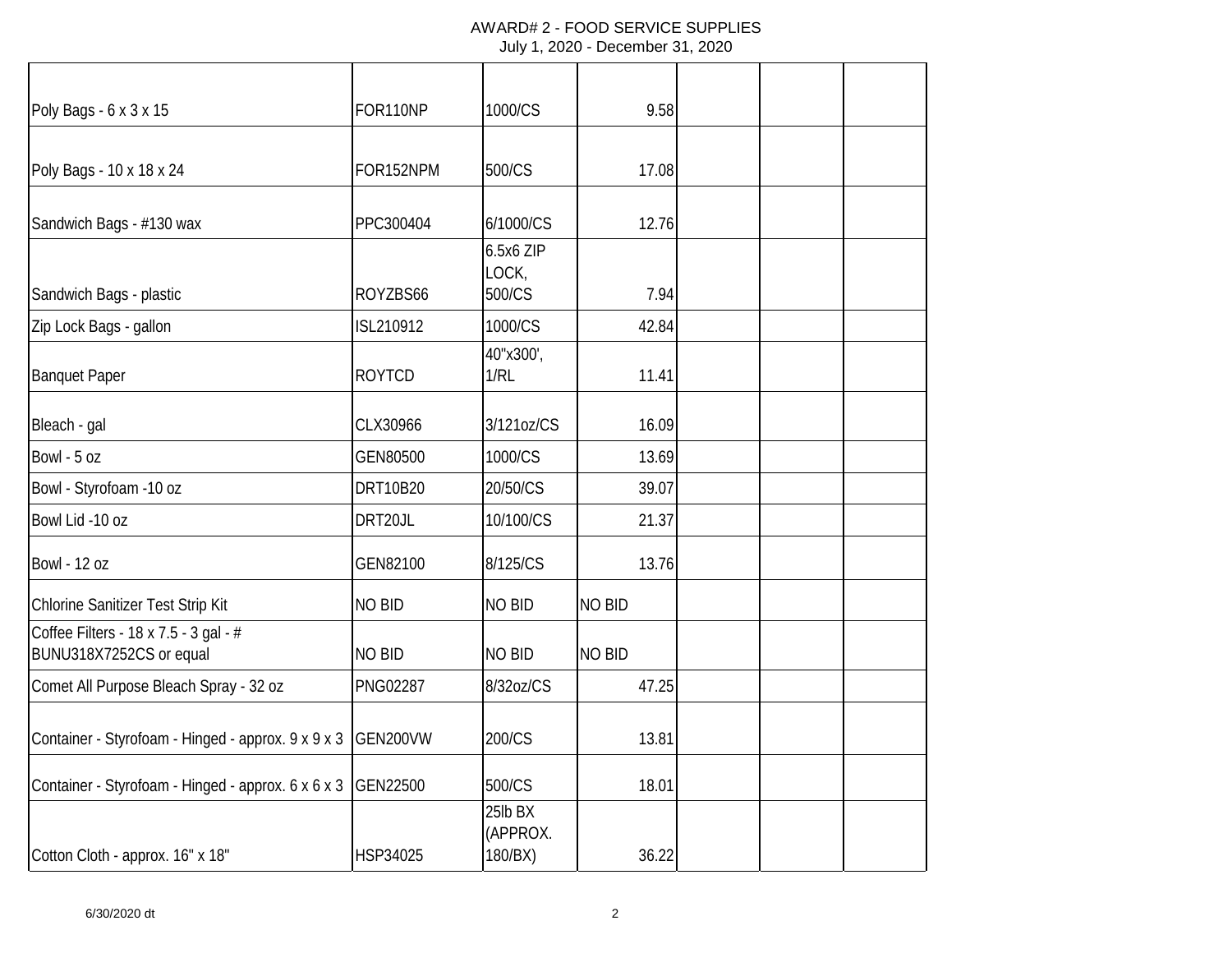AWARD# 2 - FOOD SERVICE SUPPLIES
July 1, 2020 - December 31, 2020

| | | | | | | |
|---|---|---|---|---|---|---|
| Poly Bags - 6 x 3 x 15 | FOR110NP | 1000/CS | 9.58 | | | |
| Poly Bags - 10 x 18 x 24 | FOR152NPM | 500/CS | 17.08 | | | |
| Sandwich Bags - #130 wax | PPC300404 | 6/1000/CS | 12.76 | | | |
| Sandwich Bags - plastic | ROYZBS66 | 6.5x6 ZIP LOCK, 500/CS | 7.94 | | | |
| Zip Lock Bags - gallon | ISL210912 | 1000/CS | 42.84 | | | |
| Banquet Paper | ROYTCD | 40"x300', 1/RL | 11.41 | | | |
| Bleach - gal | CLX30966 | 3/121oz/CS | 16.09 | | | |
| Bowl - 5 oz | GEN80500 | 1000/CS | 13.69 | | | |
| Bowl - Styrofoam -10 oz | DRT10B20 | 20/50/CS | 39.07 | | | |
| Bowl Lid -10 oz | DRT20JL | 10/100/CS | 21.37 | | | |
| Bowl - 12 oz | GEN82100 | 8/125/CS | 13.76 | | | |
| Chlorine Sanitizer Test Strip Kit | NO BID | NO BID | NO BID | | | |
| Coffee Filters - 18 x 7.5 - 3 gal - # BUNU318X7252CS or equal | NO BID | NO BID | NO BID | | | |
| Comet All Purpose Bleach Spray - 32 oz | PNG02287 | 8/32oz/CS | 47.25 | | | |
| Container - Styrofoam - Hinged - approx. 9 x 9 x 3 | GEN200VW | 200/CS | 13.81 | | | |
| Container - Styrofoam - Hinged - approx. 6 x 6 x 3 | GEN22500 | 500/CS | 18.01 | | | |
| Cotton Cloth - approx. 16" x 18" | HSP34025 | 25lb BX (APPROX. 180/BX) | 36.22 | | | |

6/30/2020 dt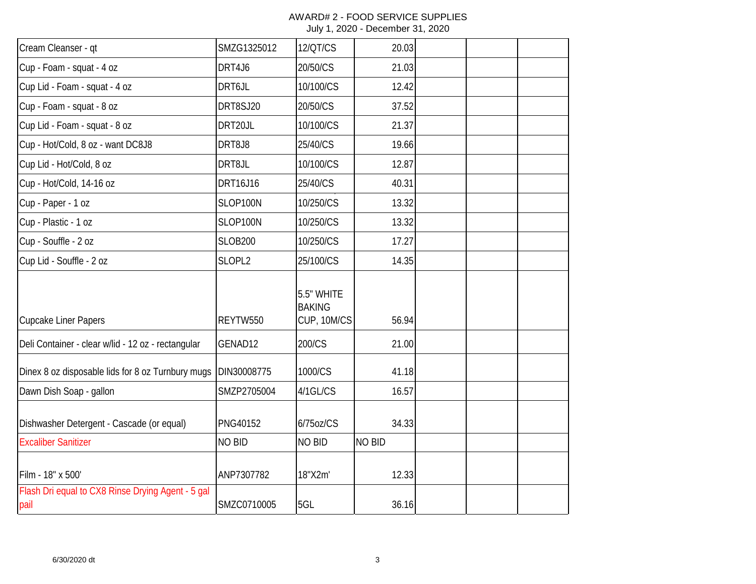AWARD# 2 - FOOD SERVICE SUPPLIES
July 1, 2020 - December 31, 2020

| | | | | | | |
|---|---|---|---|---|---|---|
| Cream Cleanser - qt | SMZG1325012 | 12/QT/CS | 20.03 | | | |
| Cup - Foam - squat - 4 oz | DRT4J6 | 20/50/CS | 21.03 | | | |
| Cup Lid - Foam - squat - 4 oz | DRT6JL | 10/100/CS | 12.42 | | | |
| Cup - Foam - squat - 8 oz | DRT8SJ20 | 20/50/CS | 37.52 | | | |
| Cup Lid - Foam - squat - 8 oz | DRT20JL | 10/100/CS | 21.37 | | | |
| Cup - Hot/Cold, 8 oz - want DC8J8 | DRT8J8 | 25/40/CS | 19.66 | | | |
| Cup Lid - Hot/Cold, 8 oz | DRT8JL | 10/100/CS | 12.87 | | | |
| Cup - Hot/Cold, 14-16 oz | DRT16J16 | 25/40/CS | 40.31 | | | |
| Cup - Paper - 1 oz | SLOP100N | 10/250/CS | 13.32 | | | |
| Cup - Plastic - 1 oz | SLOP100N | 10/250/CS | 13.32 | | | |
| Cup - Souffle - 2 oz | SLOB200 | 10/250/CS | 17.27 | | | |
| Cup Lid - Souffle - 2 oz | SLOPL2 | 25/100/CS | 14.35 | | | |
| Cupcake Liner Papers | REYTW550 | 5.5" WHITE BAKING CUP, 10M/CS | 56.94 | | | |
| Deli Container - clear w/lid - 12 oz - rectangular | GENAD12 | 200/CS | 21.00 | | | |
| Dinex 8 oz disposable lids for 8 oz Turnbury mugs | DIN30008775 | 1000/CS | 41.18 | | | |
| Dawn Dish Soap - gallon | SMZP2705004 | 4/1GL/CS | 16.57 | | | |
| Dishwasher Detergent - Cascade (or equal) | PNG40152 | 6/75oz/CS | 34.33 | | | |
| Excaliber Sanitizer | NO BID | NO BID | NO BID | | | |
| Film - 18" x 500' | ANP7307782 | 18"X2m' | 12.33 | | | |
| Flash Dri equal to CX8 Rinse Drying Agent - 5 gal pail | SMZC0710005 | 5GL | 36.16 | | | |

6/30/2020 dt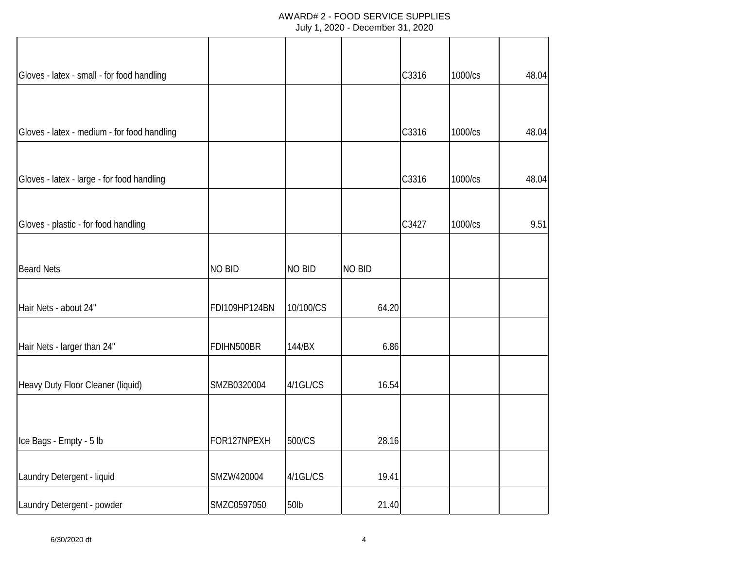AWARD# 2 - FOOD SERVICE SUPPLIES
July 1, 2020 - December 31, 2020

| | | | | | | |
|---|---|---|---|---|---|---|
| Gloves - latex - small - for food handling | | | | C3316 | 1000/cs | 48.04 |
| Gloves - latex - medium - for food handling | | | | C3316 | 1000/cs | 48.04 |
| Gloves - latex - large - for food handling | | | | C3316 | 1000/cs | 48.04 |
| Gloves - plastic - for food handling | | | | C3427 | 1000/cs | 9.51 |
| Beard Nets | NO BID | NO BID | NO BID | | | |
| Hair Nets - about 24" | FDI109HP124BN | 10/100/CS | 64.20 | | | |
| Hair Nets - larger than 24" | FDIHN500BR | 144/BX | 6.86 | | | |
| Heavy Duty Floor Cleaner (liquid) | SMZB0320004 | 4/1GL/CS | 16.54 | | | |
| Ice Bags - Empty - 5 lb | FOR127NPEXH | 500/CS | 28.16 | | | |
| Laundry Detergent - liquid | SMZW420004 | 4/1GL/CS | 19.41 | | | |
| Laundry Detergent - powder | SMZC0597050 | 50lb | 21.40 | | | |

6/30/2020 dt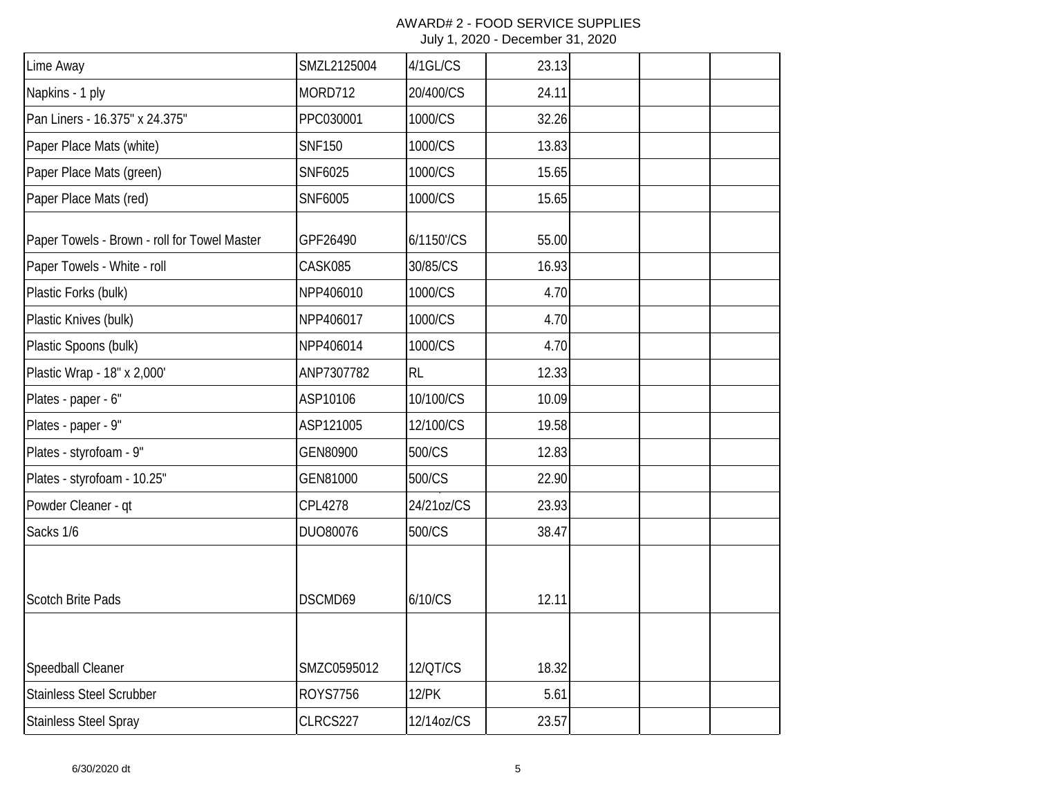AWARD# 2 - FOOD SERVICE SUPPLIES
July 1, 2020 - December 31, 2020

| | | | | | | |
|---|---|---|---|---|---|---|
| Lime Away | SMZL2125004 | 4/1GL/CS | 23.13 | | | |
| Napkins - 1 ply | MORD712 | 20/400/CS | 24.11 | | | |
| Pan Liners - 16.375" x 24.375" | PPC030001 | 1000/CS | 32.26 | | | |
| Paper Place Mats (white) | SNF150 | 1000/CS | 13.83 | | | |
| Paper Place Mats (green) | SNF6025 | 1000/CS | 15.65 | | | |
| Paper Place Mats (red) | SNF6005 | 1000/CS | 15.65 | | | |
| Paper Towels - Brown - roll for Towel Master | GPF26490 | 6/1150'/CS | 55.00 | | | |
| Paper Towels - White - roll | CASK085 | 30/85/CS | 16.93 | | | |
| Plastic Forks (bulk) | NPP406010 | 1000/CS | 4.70 | | | |
| Plastic Knives (bulk) | NPP406017 | 1000/CS | 4.70 | | | |
| Plastic Spoons (bulk) | NPP406014 | 1000/CS | 4.70 | | | |
| Plastic Wrap - 18" x 2,000' | ANP7307782 | RL | 12.33 | | | |
| Plates - paper - 6" | ASP10106 | 10/100/CS | 10.09 | | | |
| Plates - paper - 9" | ASP121005 | 12/100/CS | 19.58 | | | |
| Plates - styrofoam - 9" | GEN80900 | 500/CS | 12.83 | | | |
| Plates - styrofoam - 10.25" | GEN81000 | 500/CS | 22.90 | | | |
| Powder Cleaner - qt | CPL4278 | 24/21oz/CS | 23.93 | | | |
| Sacks 1/6 | DUO80076 | 500/CS | 38.47 | | | |
| Scotch Brite Pads | DSCMD69 | 6/10/CS | 12.11 | | | |
| Speedball Cleaner | SMZC0595012 | 12/QT/CS | 18.32 | | | |
| Stainless Steel Scrubber | ROYS7756 | 12/PK | 5.61 | | | |
| Stainless Steel Spray | CLRCS227 | 12/14oz/CS | 23.57 | | | |

6/30/2020 dt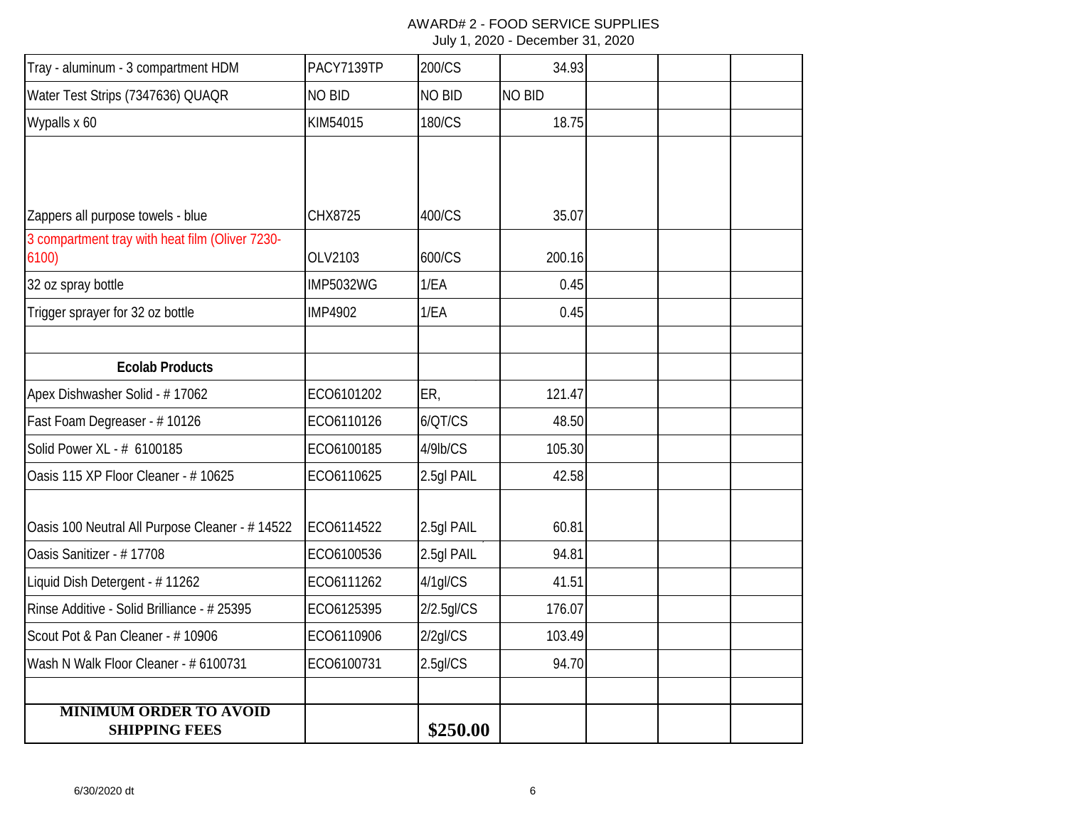AWARD# 2 - FOOD SERVICE SUPPLIES
July 1, 2020 - December 31, 2020

| | | | | | | |
|---|---|---|---|---|---|---|
| Tray - aluminum - 3 compartment HDM | PACY7139TP | 200/CS | 34.93 | | | |
| Water Test Strips (7347636) QUAQR | NO BID | NO BID | NO BID | | | |
| Wypalls x 60 | KIM54015 | 180/CS | 18.75 | | | |
| Zappers all purpose towels - blue | CHX8725 | 400/CS | 35.07 | | | |
| 3 compartment tray with heat film (Oliver 7230-6100) | OLV2103 | 600/CS | 200.16 | | | |
| 32 oz spray bottle | IMP5032WG | 1/EA | 0.45 | | | |
| Trigger sprayer for 32 oz bottle | IMP4902 | 1/EA | 0.45 | | | |
| | | | | | | |
| **Ecolab Products** | | | | | | |
| Apex Dishwasher Solid - # 17062 | ECO6101202 | ER, | 121.47 | | | |
| Fast Foam Degreaser - # 10126 | ECO6110126 | 6/QT/CS | 48.50 | | | |
| Solid Power XL - # 6100185 | ECO6100185 | 4/9lb/CS | 105.30 | | | |
| Oasis 115 XP Floor Cleaner - # 10625 | ECO6110625 | 2.5gl PAIL | 42.58 | | | |
| Oasis 100 Neutral All Purpose Cleaner - # 14522 | ECO6114522 | 2.5gl PAIL | 60.81 | | | |
| Oasis Sanitizer - # 17708 | ECO6100536 | 2.5gl PAIL | 94.81 | | | |
| Liquid Dish Detergent - # 11262 | ECO6111262 | 4/1gl/CS | 41.51 | | | |
| Rinse Additive - Solid Brilliance - # 25395 | ECO6125395 | 2/2.5gl/CS | 176.07 | | | |
| Scout Pot & Pan Cleaner - # 10906 | ECO6110906 | 2/2gl/CS | 103.49 | | | |
| Wash N Walk Floor Cleaner - # 6100731 | ECO6100731 | 2.5gl/CS | 94.70 | | | |
| | | | | | | |
| **MINIMUM ORDER TO AVOID SHIPPING FEES** | | **$250.00** | | | | |

6/30/2020 dt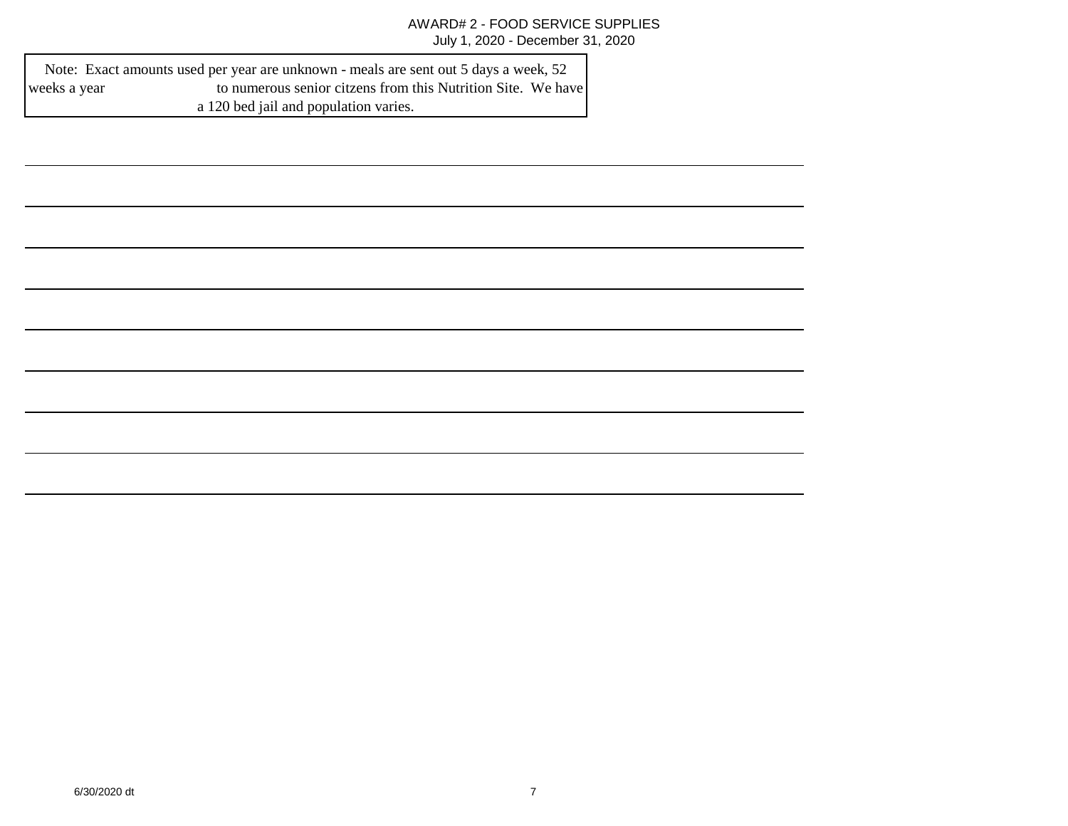AWARD# 2 - FOOD SERVICE SUPPLIES
July 1, 2020 - December 31, 2020

Note: Exact amounts used per year are unknown - meals are sent out 5 days a week, 52 weeks a year to numerous senior citzens from this Nutrition Site. We have a 120 bed jail and population varies.

6/30/2020 dt